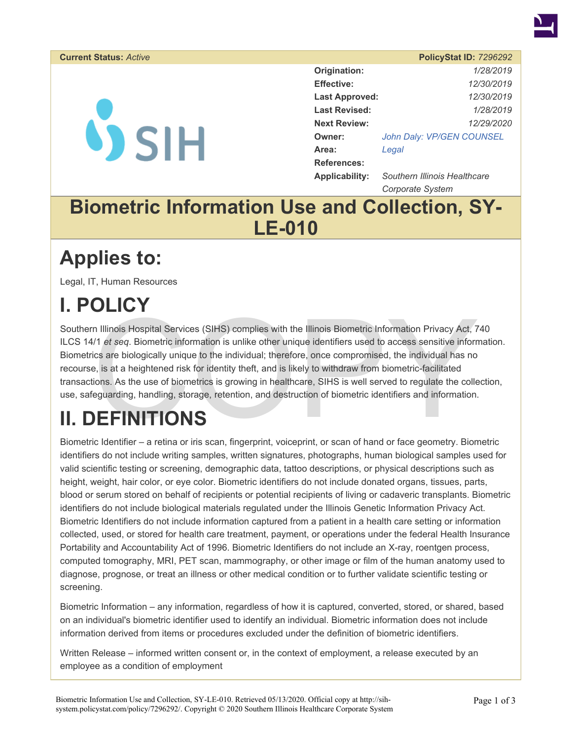| | |
|---|---|
| **Current Status:** *Active* | **PolicyStat ID:** *7296292* |
| **Origination:** | *1/28/2019* |
| **Effective:** | *12/30/2019* |
| **Last Approved:** | *12/30/2019* |
| **Last Revised:** | *1/28/2019* |
| **Next Review:** | *12/29/2020* |
| **Owner:** | *John Daly: VP/GEN COUNSEL* |
| **Area:** | *Legal* |
| **References:** | |
| **Applicability:** | *Southern Illinois Healthcare Corporate System* |

# Biometric Information Use and Collection, SY-LE-010

# Applies to:

Legal, IT, Human Resources

# I. POLICY

Southern Illinois Hospital Services (SIHS) complies with the Illinois Biometric Information Privacy Act, 740 ILCS 14/1 *et seq*. Biometric information is unlike other unique identifiers used to access sensitive information. Biometrics are biologically unique to the individual; therefore, once compromised, the individual has no recourse, is at a heightened risk for identity theft, and is likely to withdraw from biometric-facilitated transactions. As the use of biometrics is growing in healthcare, SIHS is well served to regulate the collection, use, safeguarding, handling, storage, retention, and destruction of biometric identifiers and information.

# II. DEFINITIONS

Biometric Identifier – a retina or iris scan, fingerprint, voiceprint, or scan of hand or face geometry. Biometric identifiers do not include writing samples, written signatures, photographs, human biological samples used for valid scientific testing or screening, demographic data, tattoo descriptions, or physical descriptions such as height, weight, hair color, or eye color. Biometric identifiers do not include donated organs, tissues, parts, blood or serum stored on behalf of recipients or potential recipients of living or cadaveric transplants. Biometric identifiers do not include biological materials regulated under the Illinois Genetic Information Privacy Act. Biometric Identifiers do not include information captured from a patient in a health care setting or information collected, used, or stored for health care treatment, payment, or operations under the federal Health Insurance Portability and Accountability Act of 1996. Biometric Identifiers do not include an X-ray, roentgen process, computed tomography, MRI, PET scan, mammography, or other image or film of the human anatomy used to diagnose, prognose, or treat an illness or other medical condition or to further validate scientific testing or screening.

Biometric Information – any information, regardless of how it is captured, converted, stored, or shared, based on an individual's biometric identifier used to identify an individual. Biometric information does not include information derived from items or procedures excluded under the definition of biometric identifiers.

Written Release – informed written consent or, in the context of employment, a release executed by an employee as a condition of employment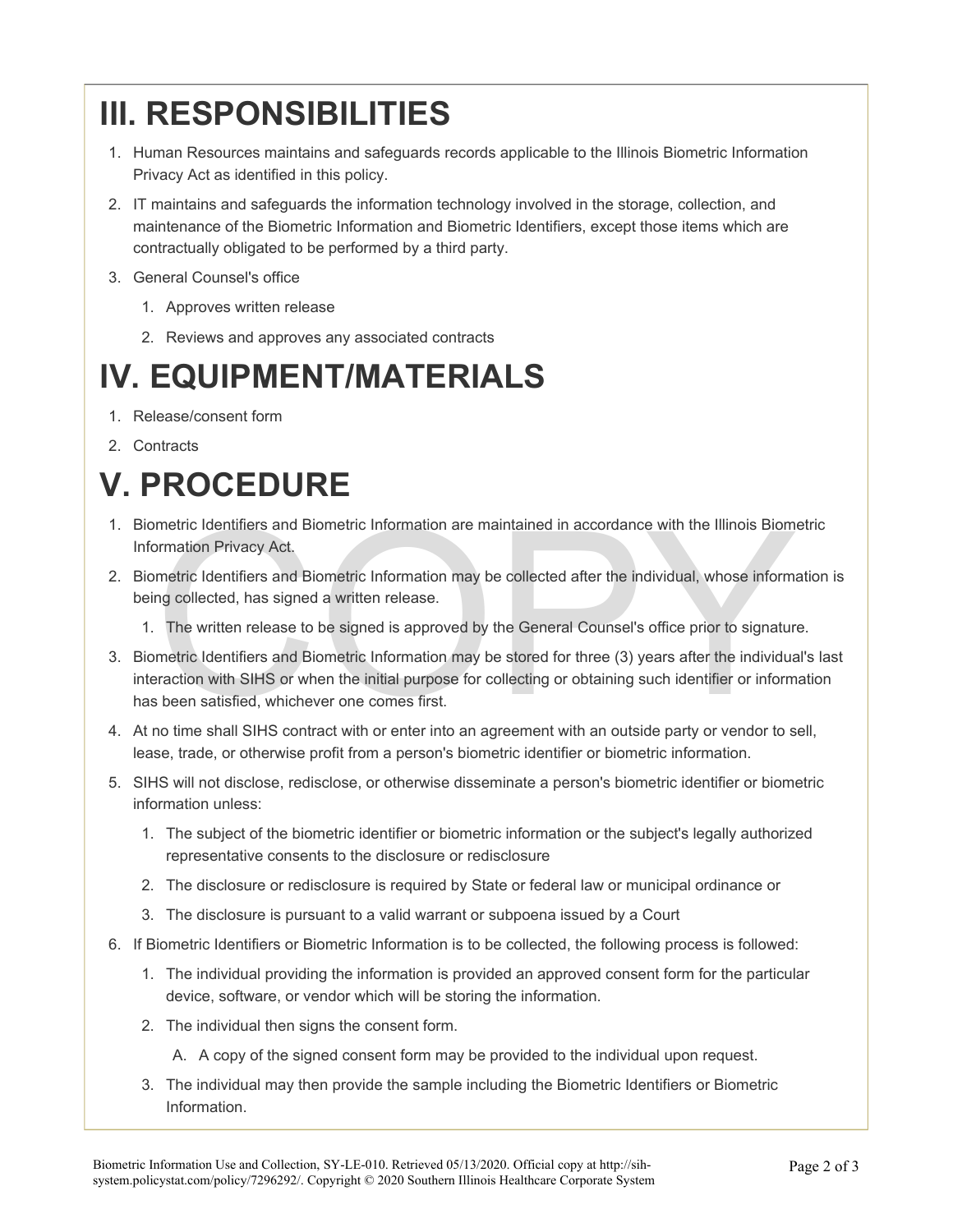# III. RESPONSIBILITIES

1. Human Resources maintains and safeguards records applicable to the Illinois Biometric Information Privacy Act as identified in this policy.
2. IT maintains and safeguards the information technology involved in the storage, collection, and maintenance of the Biometric Information and Biometric Identifiers, except those items which are contractually obligated to be performed by a third party.
3. General Counsel's office
   1. Approves written release
   2. Reviews and approves any associated contracts

# IV. EQUIPMENT/MATERIALS

1. Release/consent form
2. Contracts

# V. PROCEDURE

1. Biometric Identifiers and Biometric Information are maintained in accordance with the Illinois Biometric Information Privacy Act.
2. Biometric Identifiers and Biometric Information may be collected after the individual, whose information is being collected, has signed a written release.
   1. The written release to be signed is approved by the General Counsel's office prior to signature.
3. Biometric Identifiers and Biometric Information may be stored for three (3) years after the individual's last interaction with SIHS or when the initial purpose for collecting or obtaining such identifier or information has been satisfied, whichever one comes first.
4. At no time shall SIHS contract with or enter into an agreement with an outside party or vendor to sell, lease, trade, or otherwise profit from a person's biometric identifier or biometric information.
5. SIHS will not disclose, redisclose, or otherwise disseminate a person's biometric identifier or biometric information unless:
   1. The subject of the biometric identifier or biometric information or the subject's legally authorized representative consents to the disclosure or redisclosure
   2. The disclosure or redisclosure is required by State or federal law or municipal ordinance or
   3. The disclosure is pursuant to a valid warrant or subpoena issued by a Court
6. If Biometric Identifiers or Biometric Information is to be collected, the following process is followed:
   1. The individual providing the information is provided an approved consent form for the particular device, software, or vendor which will be storing the information.
   2. The individual then signs the consent form.
      A. A copy of the signed consent form may be provided to the individual upon request.
   3. The individual may then provide the sample including the Biometric Identifiers or Biometric Information.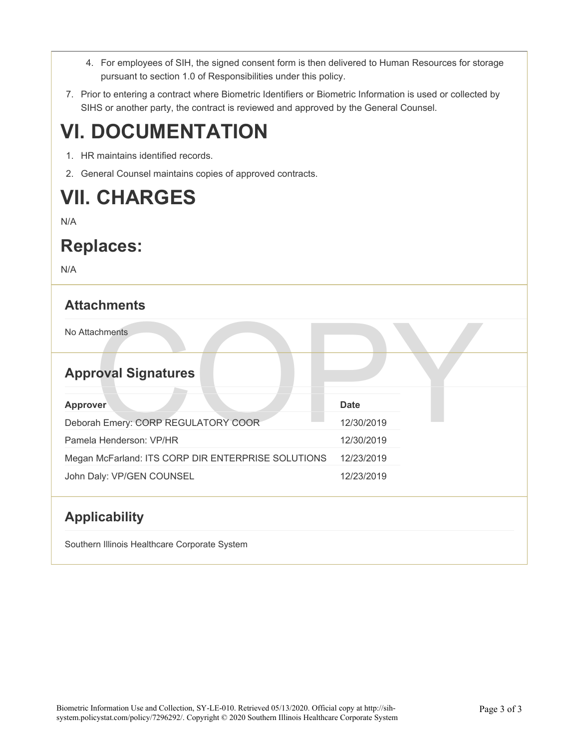4. For employees of SIH, the signed consent form is then delivered to Human Resources for storage pursuant to section 1.0 of Responsibilities under this policy.

7. Prior to entering a contract where Biometric Identifiers or Biometric Information is used or collected by SIHS or another party, the contract is reviewed and approved by the General Counsel.

# VI. DOCUMENTATION

1. HR maintains identified records.
2. General Counsel maintains copies of approved contracts.

# VII. CHARGES

N/A

## Replaces:

N/A

### Attachments

No Attachments

### Approval Signatures

| Approver | Date |
|---|---|
| Deborah Emery: CORP REGULATORY COOR | 12/30/2019 |
| Pamela Henderson: VP/HR | 12/30/2019 |
| Megan McFarland: ITS CORP DIR ENTERPRISE SOLUTIONS | 12/23/2019 |
| John Daly: VP/GEN COUNSEL | 12/23/2019 |

### Applicability

Southern Illinois Healthcare Corporate System